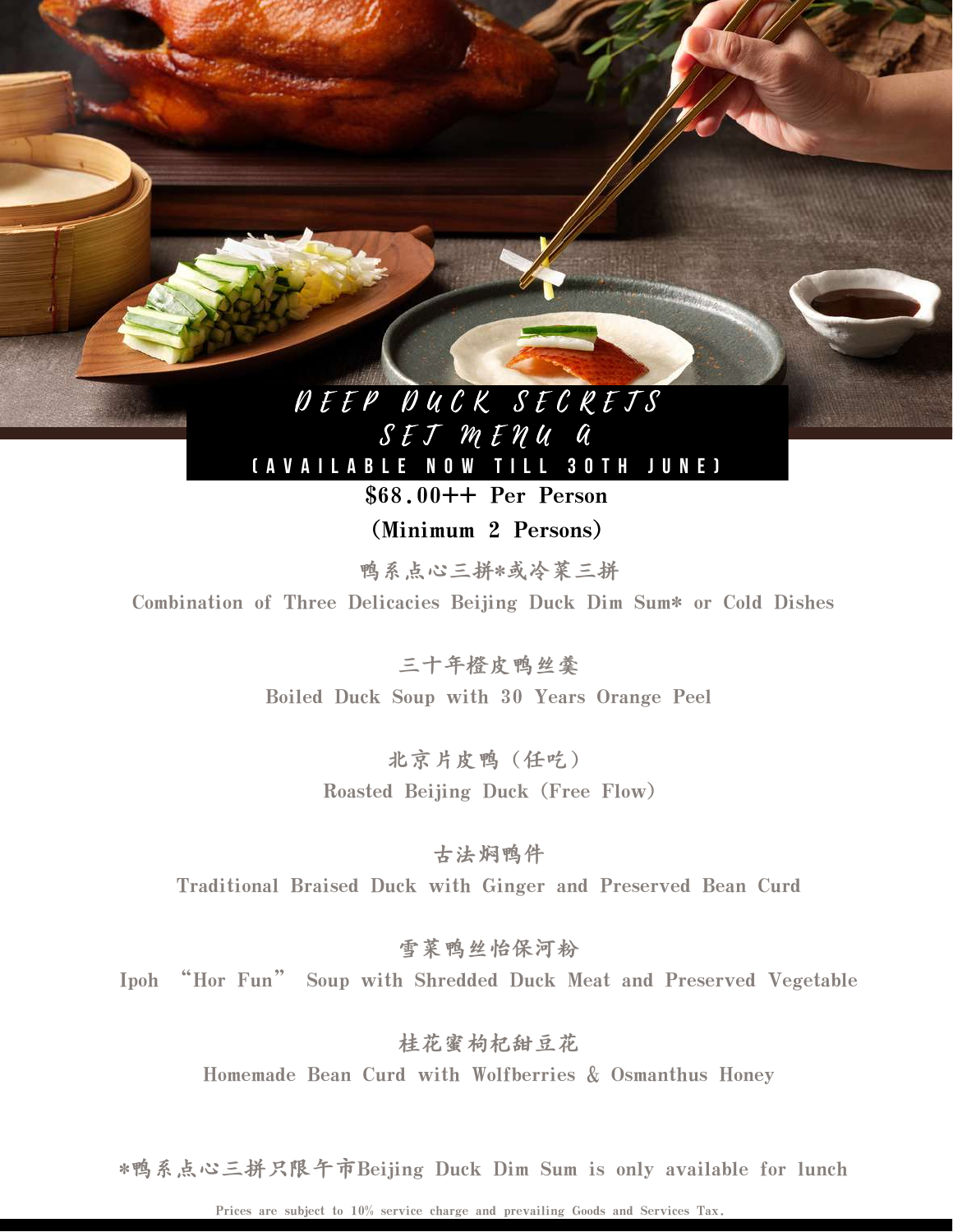# DEEP DUCK SECRETS
## SET MENU A
(AVAILABLE NOW TILL 30TH JUNE)

**$68.00++ Per Person**

**(Minimum 2 Persons)**

鸭系点心三拼*或冷菜三拼

Combination of Three Delicacies Beijing Duck Dim Sum* or Cold Dishes

三十年橙皮鸭丝羹

Boiled Duck Soup with 30 Years Orange Peel

北京片皮鸭（任吃）

Roasted Beijing Duck (Free Flow)

古法焖鸭件

Traditional Braised Duck with Ginger and Preserved Bean Curd

雪菜鸭丝怡保河粉

Ipoh "Hor Fun" Soup with Shredded Duck Meat and Preserved Vegetable

桂花蜜枸杞甜豆花

Homemade Bean Curd with Wolfberries & Osmanthus Honey

*鸭系点心三拼只限午市Beijing Duck Dim Sum is only available for lunch

Prices are subject to 10% service charge and prevailing Goods and Services Tax.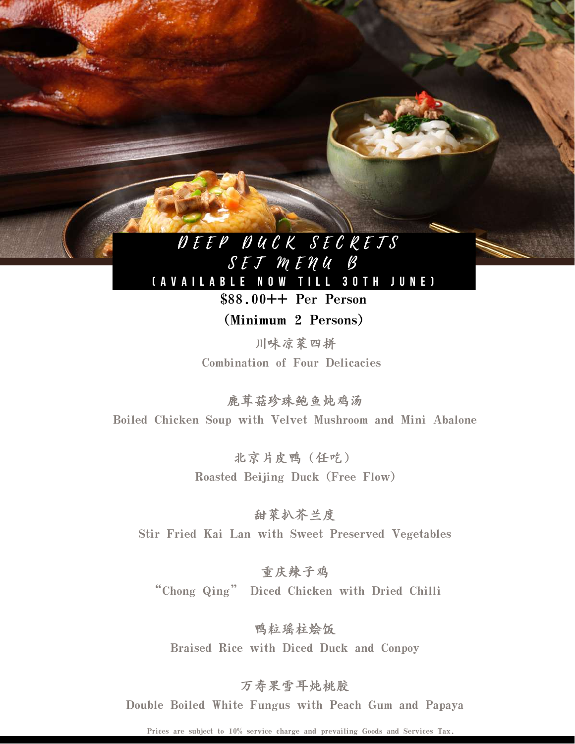# DEEP DUCK SECRETS
## SET MENU B
### (AVAILABLE NOW TILL 30TH JUNE)

**$88.00++ Per Person**

**(Minimum 2 Persons)**

川味凉菜四拼
Combination of Four Delicacies

鹿茸菇珍珠鲍鱼炖鸡汤
Boiled Chicken Soup with Velvet Mushroom and Mini Abalone

北京片皮鸭（任吃）
Roasted Beijing Duck (Free Flow)

甜菜扒芥兰度
Stir Fried Kai Lan with Sweet Preserved Vegetables

重庆辣子鸡
"Chong Qing" Diced Chicken with Dried Chilli

鸭粒瑶柱烩饭
Braised Rice with Diced Duck and Conpoy

万寿果雪耳炖桃胶
Double Boiled White Fungus with Peach Gum and Papaya

Prices are subject to 10% service charge and prevailing Goods and Services Tax.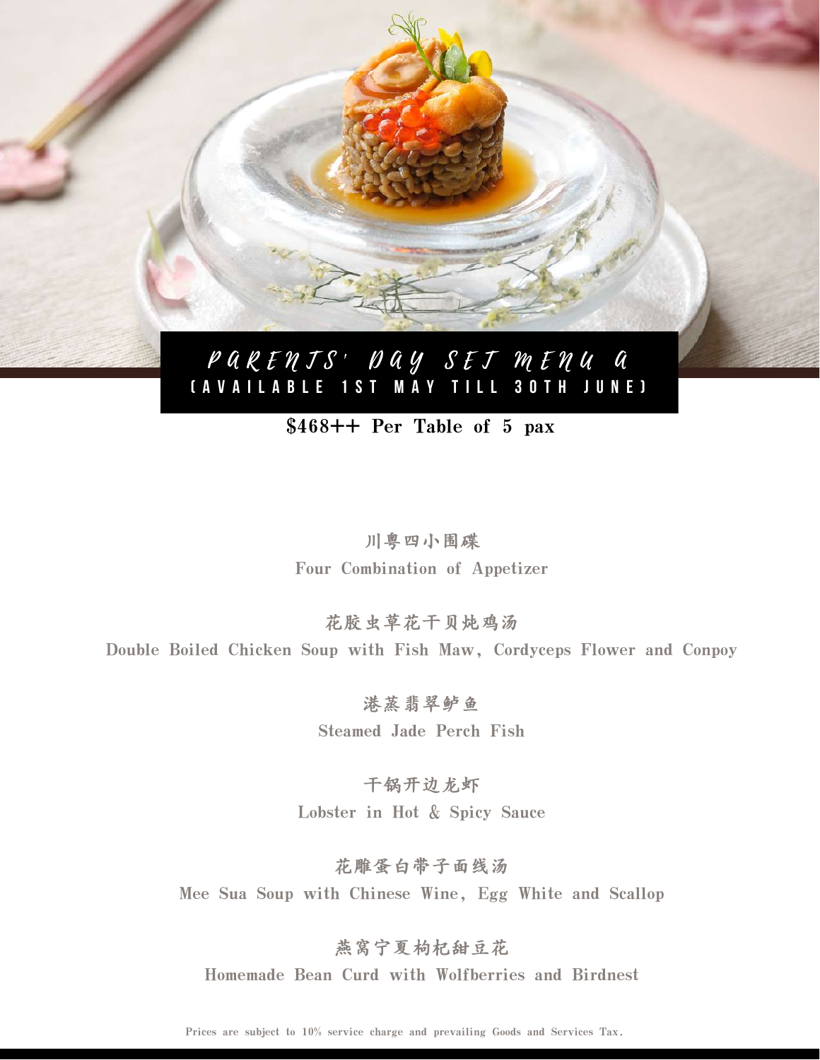# Parents' Day Set Menu A

## (Available 1st May till 30th June)

**$468++ Per Table of 5 pax**

川粤四小围碟
Four Combination of Appetizer

花胶虫草花干贝炖鸡汤
Double Boiled Chicken Soup with Fish Maw, Cordyceps Flower and Conpoy

港蒸翡翠鲈鱼
Steamed Jade Perch Fish

干锅开边龙虾
Lobster in Hot & Spicy Sauce

花雕蛋白带子面线汤
Mee Sua Soup with Chinese Wine, Egg White and Scallop

燕窝宁夏枸杞甜豆花
Homemade Bean Curd with Wolfberries and Birdnest

Prices are subject to 10% service charge and prevailing Goods and Services Tax.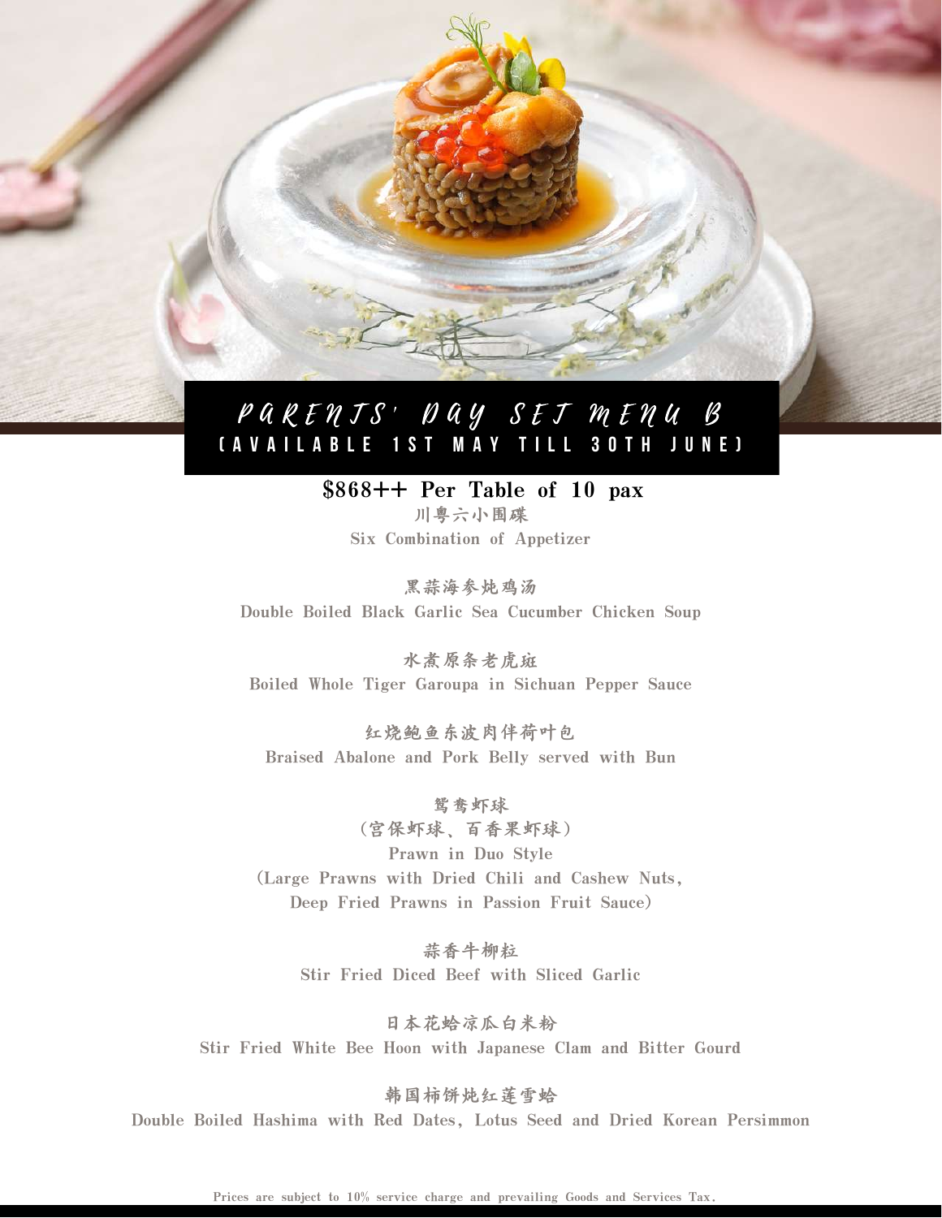# PARENTS' DAY SET MENU B

## (AVAILABLE 1ST MAY TILL 30TH JUNE)

**$868++ Per Table of 10 pax**

川粤六小围碟
Six Combination of Appetizer

黑蒜海参炖鸡汤
Double Boiled Black Garlic Sea Cucumber Chicken Soup

水煮原条老虎斑
Boiled Whole Tiger Garoupa in Sichuan Pepper Sauce

红烧鲍鱼东波肉伴荷叶包
Braised Abalone and Pork Belly served with Bun

鸳鸯虾球
(宫保虾球、百香果虾球)
Prawn in Duo Style
(Large Prawns with Dried Chili and Cashew Nuts,
Deep Fried Prawns in Passion Fruit Sauce)

蒜香牛柳粒
Stir Fried Diced Beef with Sliced Garlic

日本花蛤凉瓜白米粉
Stir Fried White Bee Hoon with Japanese Clam and Bitter Gourd

韩国柿饼炖红莲雪蛤
Double Boiled Hashima with Red Dates, Lotus Seed and Dried Korean Persimmon

Prices are subject to 10% service charge and prevailing Goods and Services Tax.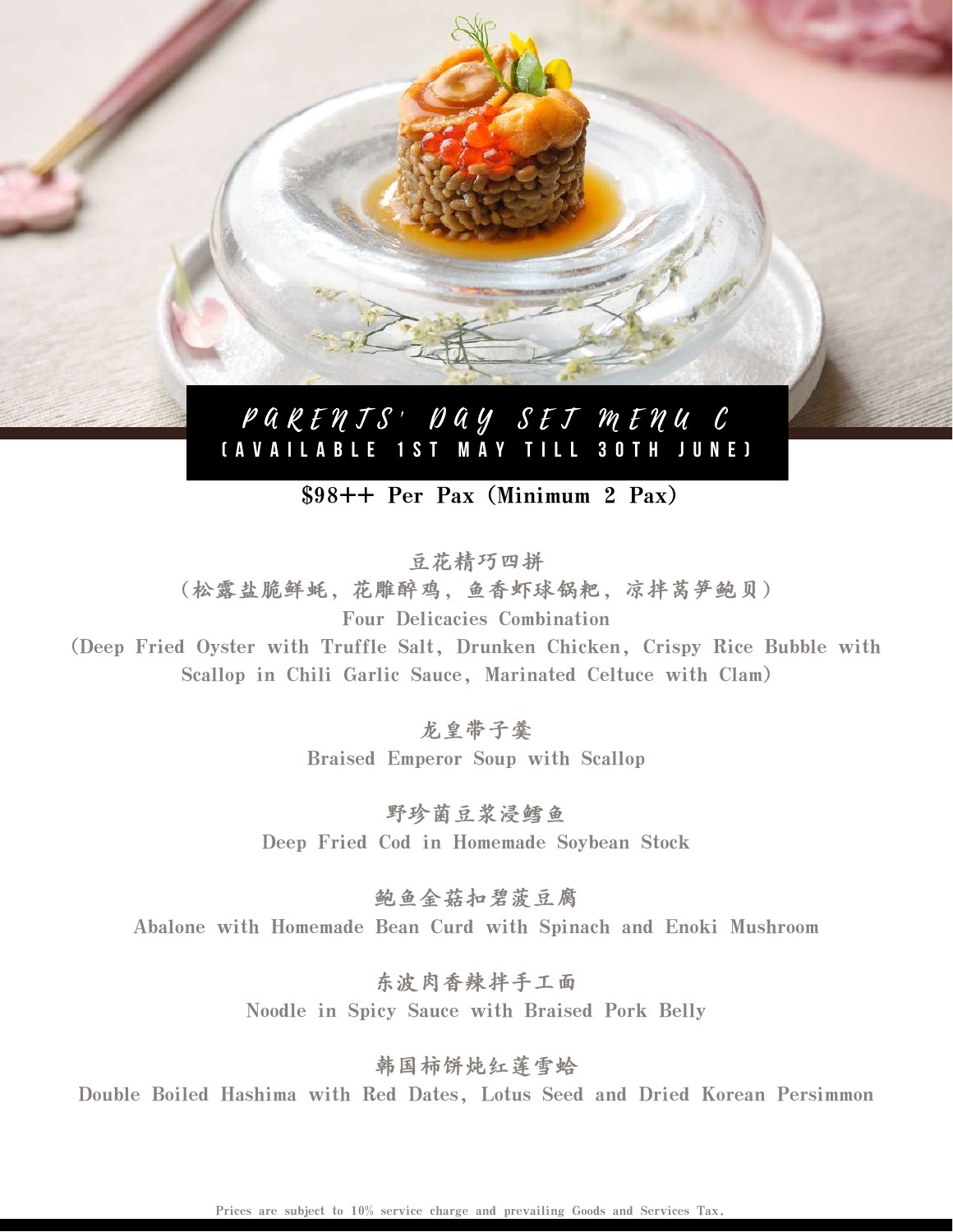# PARENTS' DAY SET MENU C

(AVAILABLE 1ST MAY TILL 30TH JUNE)

**$98++ Per Pax (Minimum 2 Pax)**

豆花精巧四拼

（松露盐脆鲜蚝，花雕醉鸡，鱼香虾球锅粑，凉拌莴笋鲍贝）

Four Delicacies Combination

(Deep Fried Oyster with Truffle Salt, Drunken Chicken, Crispy Rice Bubble with Scallop in Chili Garlic Sauce, Marinated Celtuce with Clam)

龙皇带子羹

Braised Emperor Soup with Scallop

野珍菌豆浆浸鳕鱼

Deep Fried Cod in Homemade Soybean Stock

鲍鱼金菇扣碧菠豆腐

Abalone with Homemade Bean Curd with Spinach and Enoki Mushroom

东波肉香辣拌手工面

Noodle in Spicy Sauce with Braised Pork Belly

韩国柿饼炖红莲雪蛤

Double Boiled Hashima with Red Dates, Lotus Seed and Dried Korean Persimmon

Prices are subject to 10% service charge and prevailing Goods and Services Tax.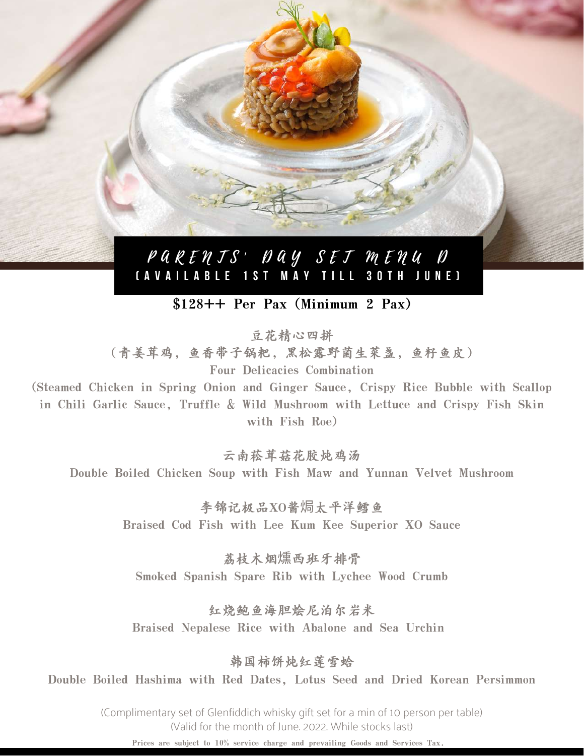# PARENTS' DAY SET MENU D

## (AVAILABLE 1ST MAY TILL 30TH JUNE)

**$128++ Per Pax (Minimum 2 Pax)**

**豆花精心四拼**

**(青姜茸鸡，鱼香带子锅粑，黑松露野菌生菜盏，鱼籽鱼皮)**

**Four Delicacies Combination**

**(Steamed Chicken in Spring Onion and Ginger Sauce, Crispy Rice Bubble with Scallop in Chili Garlic Sauce, Truffle & Wild Mushroom with Lettuce and Crispy Fish Skin with Fish Roe)**

**云南菘茸菇花胶炖鸡汤**

**Double Boiled Chicken Soup with Fish Maw and Yunnan Velvet Mushroom**

**李锦记极品XO酱焗太平洋鳕鱼**

**Braised Cod Fish with Lee Kum Kee Superior XO Sauce**

**荔枝木烟熏西班牙排骨**

**Smoked Spanish Spare Rib with Lychee Wood Crumb**

**红烧鲍鱼海胆烩尼泊尔岩米**

**Braised Nepalese Rice with Abalone and Sea Urchin**

**韩国柿饼炖红莲雪蛤**

**Double Boiled Hashima with Red Dates, Lotus Seed and Dried Korean Persimmon**

(Complimentary set of Glenfiddich whisky gift set for a min of 10 person per table)
(Valid for the month of June. 2022. While stocks last)

**Prices are subject to 10% service charge and prevailing Goods and Services Tax.**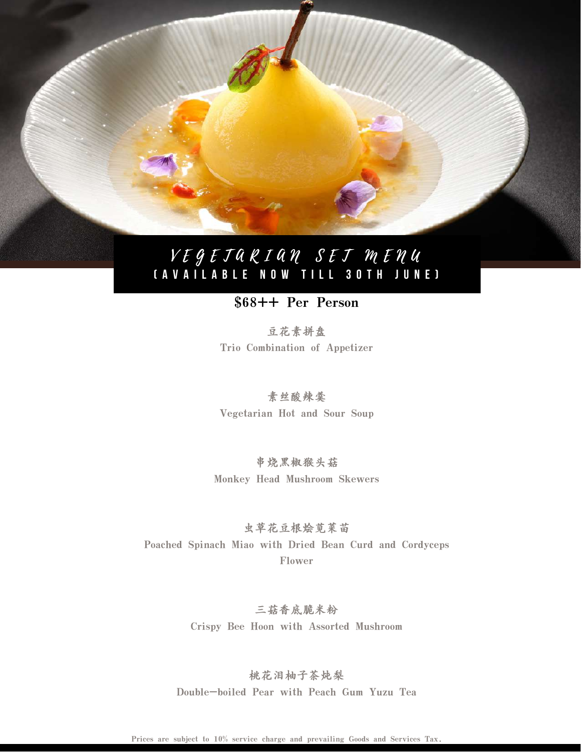# VEGETARIAN SET MENU

(AVAILABLE NOW TILL 30TH JUNE)

**$68++ Per Person**

豆花素拼盘
Trio Combination of Appetizer

素丝酸辣羹
Vegetarian Hot and Sour Soup

串烧黑椒猴头菇
Monkey Head Mushroom Skewers

虫草花豆根烩苋菜苗
Poached Spinach Miao with Dried Bean Curd and Cordyceps Flower

三菇香底脆米粉
Crispy Bee Hoon with Assorted Mushroom

桃花泪柚子茶炖梨
Double-boiled Pear with Peach Gum Yuzu Tea

Prices are subject to 10% service charge and prevailing Goods and Services Tax.